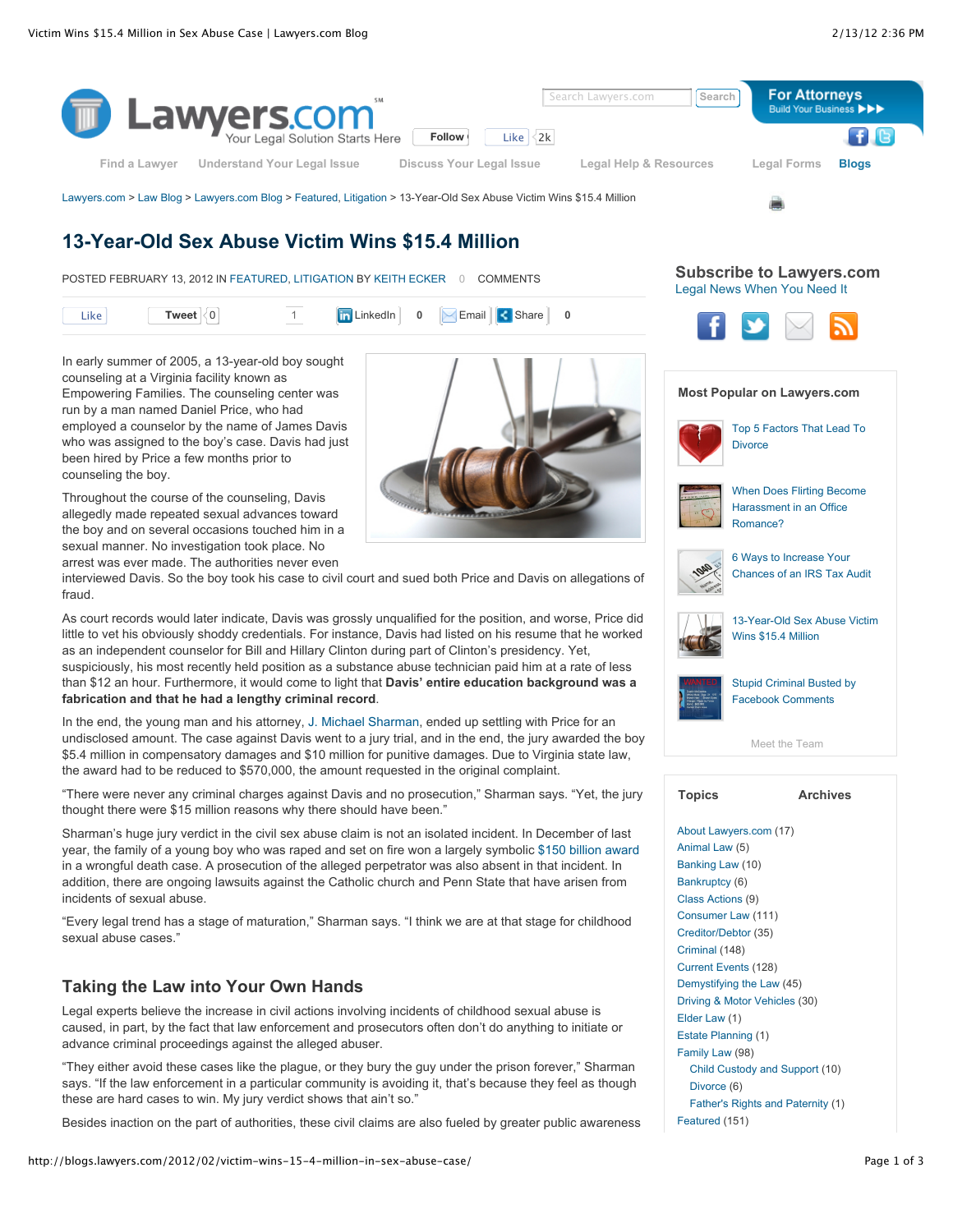Lawyers.com > Law Blog > Lawyers.com Blog > Featured, Litigation > 13-Year-Old Sex Abuse Victim Wins $15.4 Million

# 13-Year-Old Sex Abuse Victim Wins $15.4 Million

POSTED FEBRUARY 13, 2012 IN FEATURED, LITIGATION BY KEITH ECKER 0 COMMENTS

In early summer of 2005, a 13-year-old boy sought counseling at a Virginia facility known as Empowering Families. The counseling center was run by a man named Daniel Price, who had employed a counselor by the name of James Davis who was assigned to the boy's case. Davis had just been hired by Price a few months prior to counseling the boy.

Throughout the course of the counseling, Davis allegedly made repeated sexual advances toward the boy and on several occasions touched him in a sexual manner. No investigation took place. No arrest was ever made. The authorities never even interviewed Davis. So the boy took his case to civil court and sued both Price and Davis on allegations of fraud.

As court records would later indicate, Davis was grossly unqualified for the position, and worse, Price did little to vet his obviously shoddy credentials. For instance, Davis had listed on his resume that he worked as an independent counselor for Bill and Hillary Clinton during part of Clinton's presidency. Yet, suspiciously, his most recently held position as a substance abuse technician paid him at a rate of less than $12 an hour. Furthermore, it would come to light that **Davis' entire education background was a fabrication and that he had a lengthy criminal record**.

In the end, the young man and his attorney, J. Michael Sharman, ended up settling with Price for an undisclosed amount. The case against Davis went to a jury trial, and in the end, the jury awarded the boy $5.4 million in compensatory damages and $10 million for punitive damages. Due to Virginia state law, the award had to be reduced to $570,000, the amount requested in the original complaint.

"There were never any criminal charges against Davis and no prosecution," Sharman says. "Yet, the jury thought there were $15 million reasons why there should have been."

Sharman's huge jury verdict in the civil sex abuse claim is not an isolated incident. In December of last year, the family of a young boy who was raped and set on fire won a largely symbolic $150 billion award in a wrongful death case. A prosecution of the alleged perpetrator was also absent in that incident. In addition, there are ongoing lawsuits against the Catholic church and Penn State that have arisen from incidents of sexual abuse.

"Every legal trend has a stage of maturation," Sharman says. "I think we are at that stage for childhood sexual abuse cases."

## Taking the Law into Your Own Hands

Legal experts believe the increase in civil actions involving incidents of childhood sexual abuse is caused, in part, by the fact that law enforcement and prosecutors often don't do anything to initiate or advance criminal proceedings against the alleged abuser.

"They either avoid these cases like the plague, or they bury the guy under the prison forever," Sharman says. "If the law enforcement in a particular community is avoiding it, that's because they feel as though these are hard cases to win. My jury verdict shows that ain't so."

Besides inaction on the part of authorities, these civil claims are also fueled by greater public awareness

**Subscribe to Lawyers.com**
Legal News When You Need It

**Most Popular on Lawyers.com**

- Top 5 Factors That Lead To Divorce
- When Does Flirting Become Harassment in an Office Romance?
- 6 Ways to Increase Your Chances of an IRS Tax Audit
- 13-Year-Old Sex Abuse Victim Wins $15.4 Million
- Stupid Criminal Busted by Facebook Comments

Meet the Team

**Topics** **Archives**

- About Lawyers.com (17)
- Animal Law (5)
- Banking Law (10)
- Bankruptcy (6)
- Class Actions (9)
- Consumer Law (111)
- Creditor/Debtor (35)
- Criminal (148)
- Current Events (128)
- Demystifying the Law (45)
- Driving & Motor Vehicles (30)
- Elder Law (1)
- Estate Planning (1)
- Family Law (98)
  - Child Custody and Support (10)
  - Divorce (6)
  - Father's Rights and Paternity (1)
- Featured (151)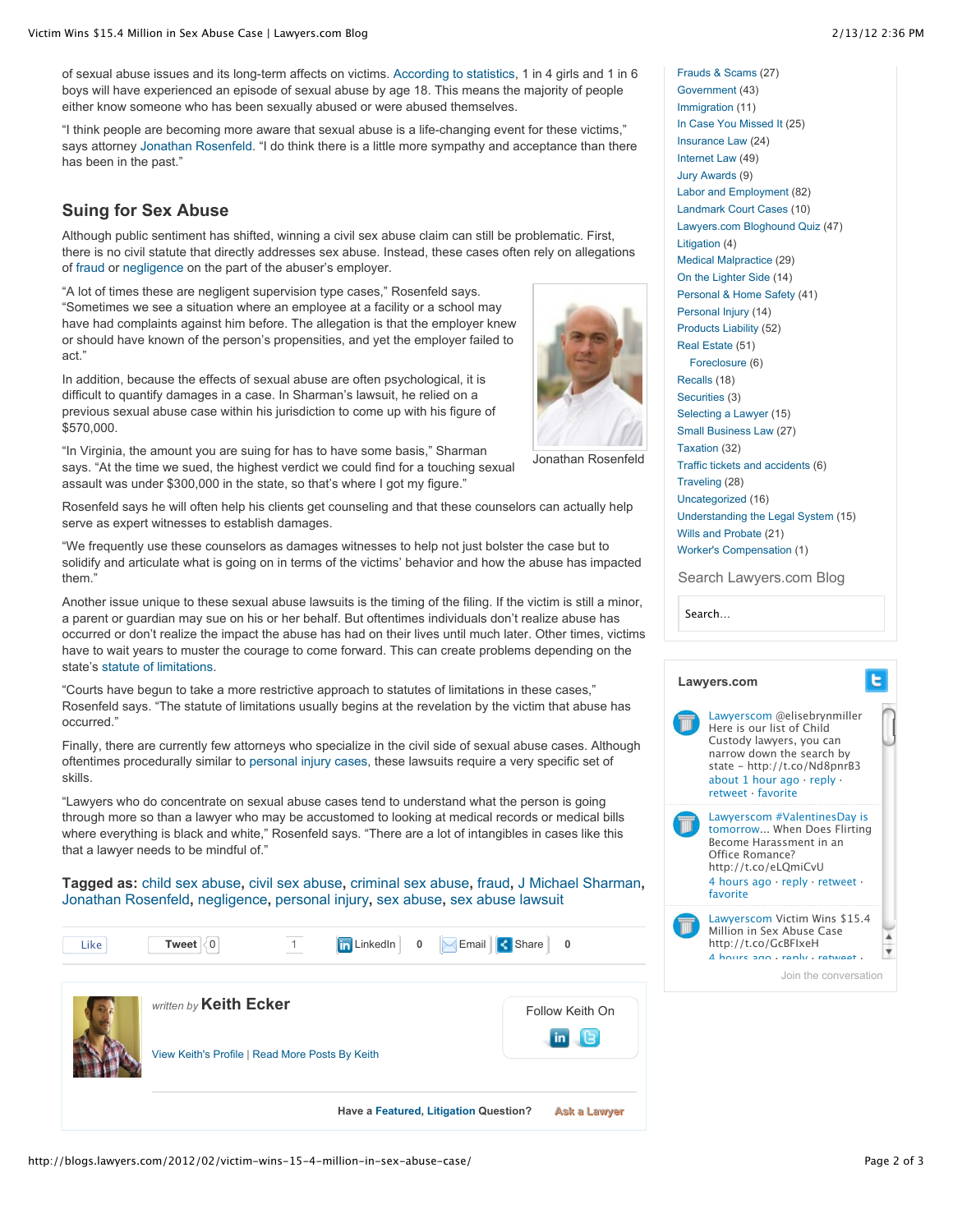of sexual abuse issues and its long-term affects on victims. According to statistics, 1 in 4 girls and 1 in 6 boys will have experienced an episode of sexual abuse by age 18. This means the majority of people either know someone who has been sexually abused or were abused themselves.

"I think people are becoming more aware that sexual abuse is a life-changing event for these victims," says attorney Jonathan Rosenfeld. "I do think there is a little more sympathy and acceptance than there has been in the past."

## Suing for Sex Abuse

Although public sentiment has shifted, winning a civil sex abuse claim can still be problematic. First, there is no civil statute that directly addresses sex abuse. Instead, these cases often rely on allegations of fraud or negligence on the part of the abuser's employer.

"A lot of times these are negligent supervision type cases," Rosenfeld says. "Sometimes we see a situation where an employee at a facility or a school may have had complaints against him before. The allegation is that the employer knew or should have known of the person's propensities, and yet the employer failed to act."

Jonathan Rosenfeld

In addition, because the effects of sexual abuse are often psychological, it is difficult to quantify damages in a case. In Sharman's lawsuit, he relied on a previous sexual abuse case within his jurisdiction to come up with his figure of $570,000.

"In Virginia, the amount you are suing for has to have some basis," Sharman says. "At the time we sued, the highest verdict we could find for a touching sexual assault was under $300,000 in the state, so that's where I got my figure."

Rosenfeld says he will often help his clients get counseling and that these counselors can actually help serve as expert witnesses to establish damages.

"We frequently use these counselors as damages witnesses to help not just bolster the case but to solidify and articulate what is going on in terms of the victims' behavior and how the abuse has impacted them."

Another issue unique to these sexual abuse lawsuits is the timing of the filing. If the victim is still a minor, a parent or guardian may sue on his or her behalf. But oftentimes individuals don't realize abuse has occurred or don't realize the impact the abuse has had on their lives until much later. Other times, victims have to wait years to muster the courage to come forward. This can create problems depending on the state's statute of limitations.

"Courts have begun to take a more restrictive approach to statutes of limitations in these cases," Rosenfeld says. "The statute of limitations usually begins at the revelation by the victim that abuse has occurred."

Finally, there are currently few attorneys who specialize in the civil side of sexual abuse cases. Although oftentimes procedurally similar to personal injury cases, these lawsuits require a very specific set of skills.

"Lawyers who do concentrate on sexual abuse cases tend to understand what the person is going through more so than a lawyer who may be accustomed to looking at medical records or medical bills where everything is black and white," Rosenfeld says. "There are a lot of intangibles in cases like this that a lawyer needs to be mindful of."

**Tagged as:** child sex abuse, civil sex abuse, criminal sex abuse, fraud, J Michael Sharman, Jonathan Rosenfeld, negligence, personal injury, sex abuse, sex abuse lawsuit

*written by* **Keith Ecker**

View Keith's Profile | Read More Posts By Keith

Follow Keith On

Have a **Featured, Litigation** Question? Ask a Lawyer

- Frauds & Scams (27)
- Government (43)
- Immigration (11)
- In Case You Missed It (25)
- Insurance Law (24)
- Internet Law (49)
- Jury Awards (9)
- Labor and Employment (82)
- Landmark Court Cases (10)
- Lawyers.com Bloghound Quiz (47)
- Litigation (4)
- Medical Malpractice (29)
- On the Lighter Side (14)
- Personal & Home Safety (41)
- Personal Injury (14)
- Products Liability (52)
- Real Estate (51)
  - Foreclosure (6)
- Recalls (18)
- Securities (3)
- Selecting a Lawyer (15)
- Small Business Law (27)
- Taxation (32)
- Traffic tickets and accidents (6)
- Traveling (28)
- Uncategorized (16)
- Understanding the Legal System (15)
- Wills and Probate (21)
- Worker's Compensation (1)

Search Lawyers.com Blog

**Lawyers.com**

Lawyerscom @elisebrynmiller Here is our list of Child Custody lawyers, you can narrow down the search by state – http://t.co/Nd8pnrB3
about 1 hour ago · reply · retweet · favorite

Lawyerscom #ValentinesDay is tomorrow... When Does Flirting Become Harassment in an Office Romance? http://t.co/eLQmiCvU
4 hours ago · reply · retweet · favorite

Lawyerscom Victim Wins $15.4 Million in Sex Abuse Case http://t.co/GcBFIxeH
4 hours ago · reply · retweet ·

Join the conversation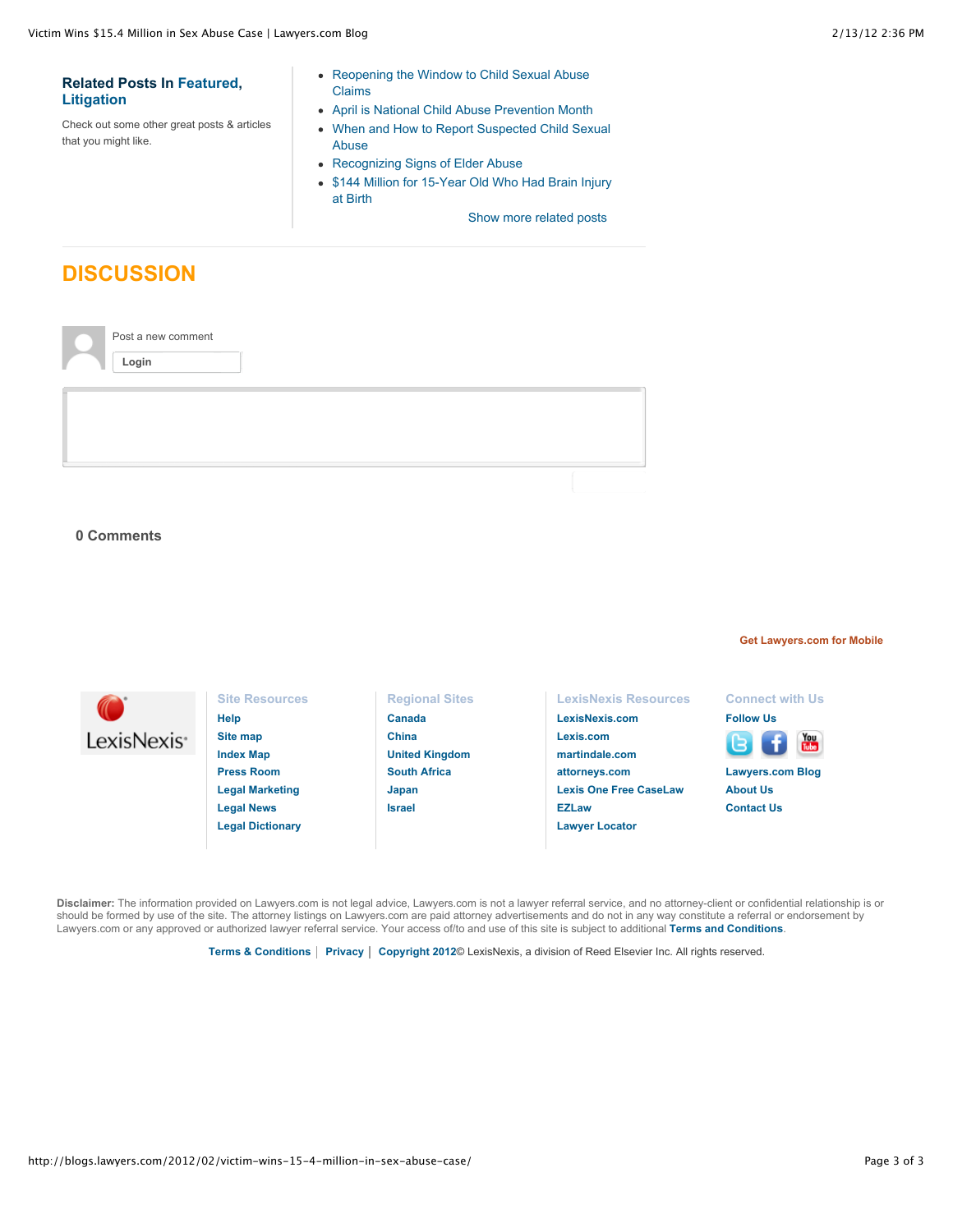### Related Posts In Featured, Litigation

Check out some other great posts & articles that you might like.

- Reopening the Window to Child Sexual Abuse Claims
- April is National Child Abuse Prevention Month
- When and How to Report Suspected Child Sexual Abuse
- Recognizing Signs of Elder Abuse
- $144 Million for 15-Year Old Who Had Brain Injury at Birth

Show more related posts

## DISCUSSION

Post a new comment

Login

**0 Comments**

**Get Lawyers.com for Mobile**

LexisNexis

**Site Resources**
- Help
- Site map
- Index Map
- Press Room
- Legal Marketing
- Legal News
- Legal Dictionary

**Regional Sites**
- Canada
- China
- United Kingdom
- South Africa
- Japan
- Israel

**LexisNexis Resources**
- LexisNexis.com
- Lexis.com
- martindale.com
- attorneys.com
- Lexis One Free CaseLaw
- EZLaw
- Lawyer Locator

**Connect with Us**
- Follow Us
- Lawyers.com Blog
- About Us
- Contact Us

**Disclaimer:** The information provided on Lawyers.com is not legal advice, Lawyers.com is not a lawyer referral service, and no attorney-client or confidential relationship is or should be formed by use of the site. The attorney listings on Lawyers.com are paid attorney advertisements and do not in any way constitute a referral or endorsement by Lawyers.com or any approved or authorized lawyer referral service. Your access of/to and use of this site is subject to additional **Terms and Conditions**.

**Terms & Conditions** | **Privacy** | **Copyright 2012**© LexisNexis, a division of Reed Elsevier Inc. All rights reserved.